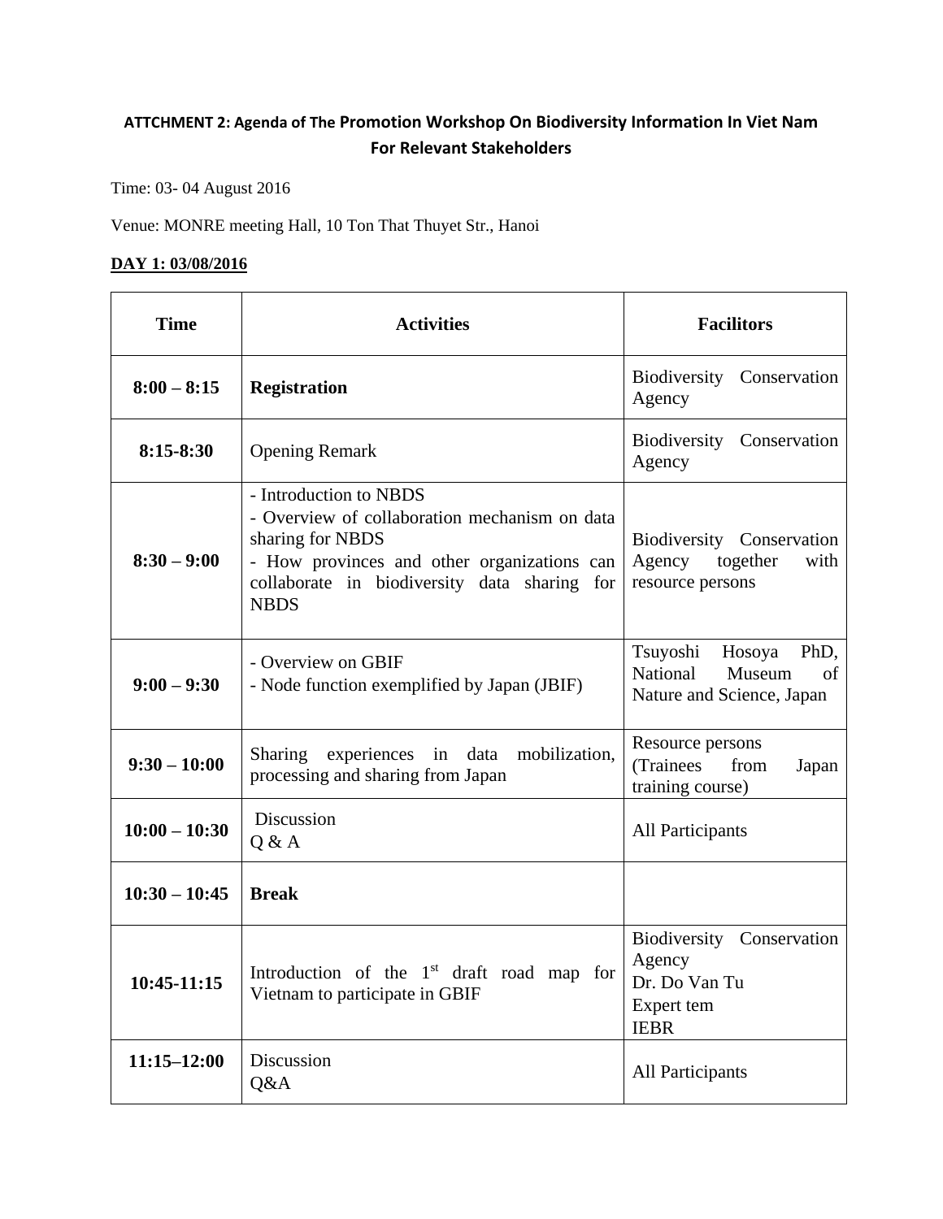**ATTCHMENT 2: Agenda of The Promotion Workshop On Biodiversity Information In Viet Nam For Relevant Stakeholders**

Time: 03- 04 August 2016

Venue: MONRE meeting Hall, 10 Ton That Thuyet Str., Hanoi

**DAY 1: 03/08/2016**

| Time | Activities | Facilitors |
|---|---|---|
| **8:00 – 8:15** | **Registration** | Biodiversity Conservation Agency |
| **8:15-8:30** | Opening Remark | Biodiversity Conservation Agency |
| **8:30 – 9:00** | - Introduction to NBDS<br>- Overview of collaboration mechanism on data sharing for NBDS<br>- How provinces and other organizations can collaborate in biodiversity data sharing for NBDS | Biodiversity Conservation Agency together with resource persons |
| **9:00 – 9:30** | - Overview on GBIF<br>- Node function exemplified by Japan (JBIF) | Tsuyoshi Hosoya PhD, National Museum of Nature and Science, Japan |
| **9:30 – 10:00** | Sharing experiences in data mobilization, processing and sharing from Japan | Resource persons (Trainees from Japan training course) |
| **10:00 – 10:30** | Discussion<br>Q & A | All Participants |
| **10:30 – 10:45** | **Break** | |
| **10:45-11:15** | Introduction of the 1st draft road map for Vietnam to participate in GBIF | Biodiversity Conservation Agency<br>Dr. Do Van Tu<br>Expert tem<br>IEBR |
| **11:15–12:00** | Discussion<br>Q&A | All Participants |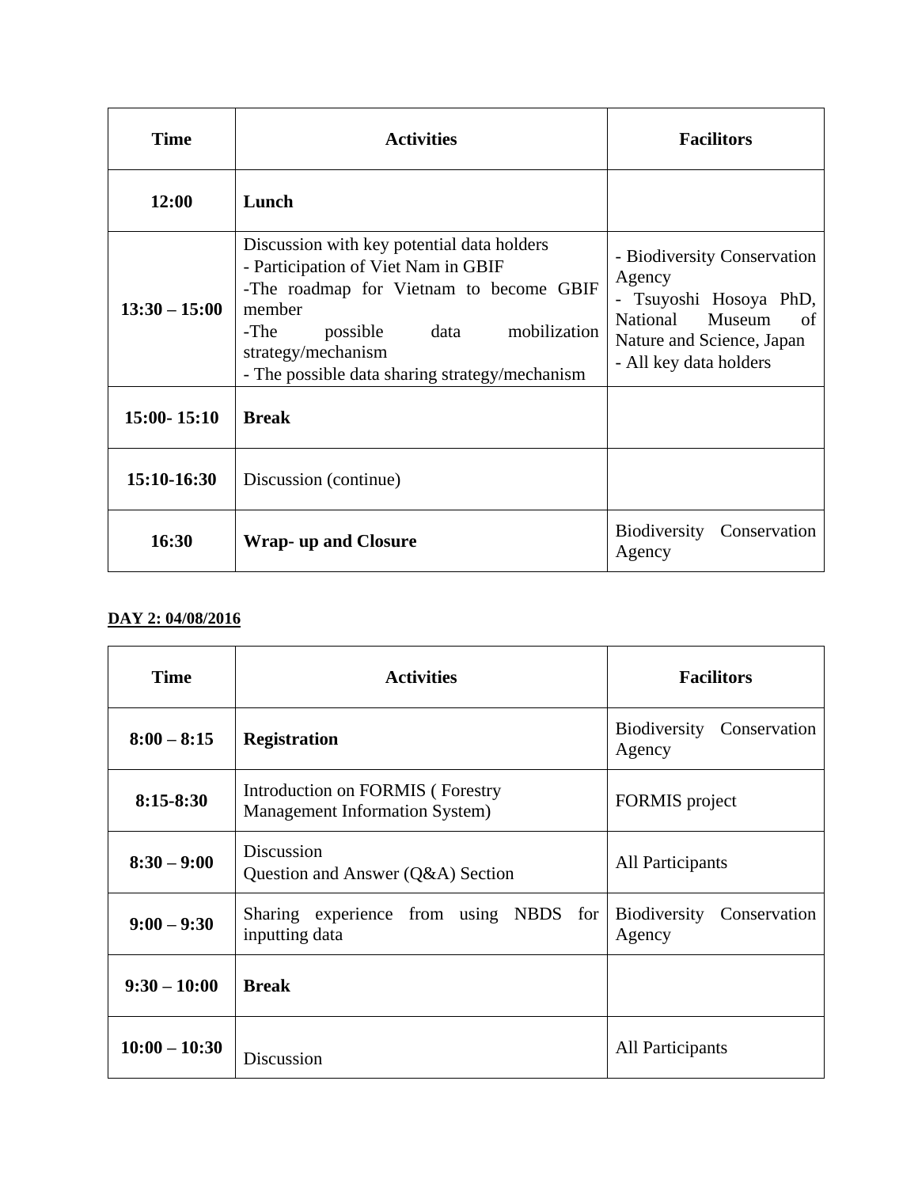| Time | Activities | Facilitors |
|---|---|---|
| **12:00** | **Lunch** | |
| **13:30 – 15:00** | Discussion with key potential data holders<br>- Participation of Viet Nam in GBIF<br>-The roadmap for Vietnam to become GBIF member<br>-The possible data mobilization strategy/mechanism<br>- The possible data sharing strategy/mechanism | - Biodiversity Conservation Agency<br>- Tsuyoshi Hosoya PhD, National Museum of Nature and Science, Japan<br>- All key data holders |
| **15:00- 15:10** | **Break** | |
| **15:10-16:30** | Discussion (continue) | |
| **16:30** | **Wrap- up and Closure** | Biodiversity Conservation Agency |

**DAY 2: 04/08/2016**

| Time | Activities | Facilitors |
|---|---|---|
| **8:00 – 8:15** | **Registration** | Biodiversity Conservation Agency |
| **8:15-8:30** | Introduction on FORMIS ( Forestry Management Information System) | FORMIS project |
| **8:30 – 9:00** | Discussion<br>Question and Answer (Q&A) Section | All Participants |
| **9:00 – 9:30** | Sharing experience from using NBDS for inputting data | Biodiversity Conservation Agency |
| **9:30 – 10:00** | **Break** | |
| **10:00 – 10:30** | Discussion | All Participants |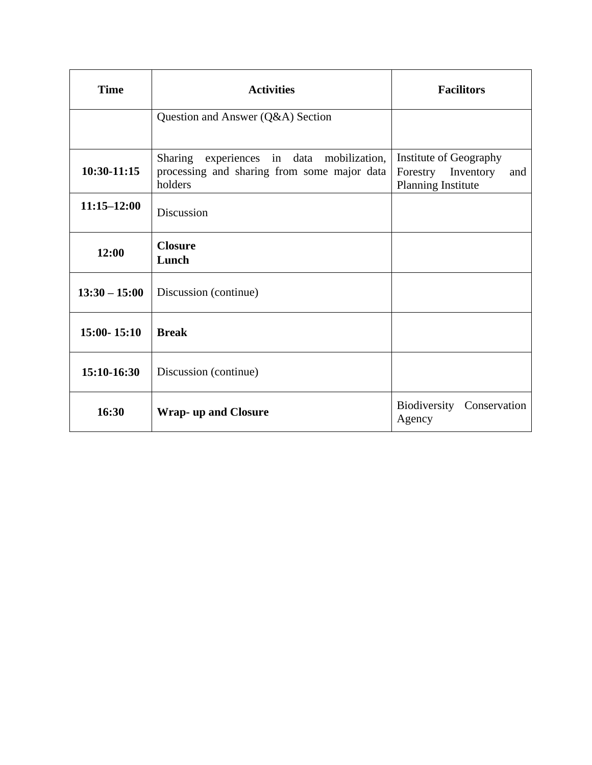| Time | Activities | Facilitors |
| --- | --- | --- |
| | Question and Answer (Q&A) Section | |
| **10:30-11:15** | Sharing experiences in data mobilization, processing and sharing from some major data holders | Institute of Geography<br>Forestry Inventory and Planning Institute |
| **11:15–12:00** | Discussion | |
| **12:00** | **Closure**<br>**Lunch** | |
| **13:30 – 15:00** | Discussion (continue) | |
| **15:00- 15:10** | **Break** | |
| **15:10-16:30** | Discussion (continue) | |
| **16:30** | **Wrap- up and Closure** | Biodiversity Conservation Agency |